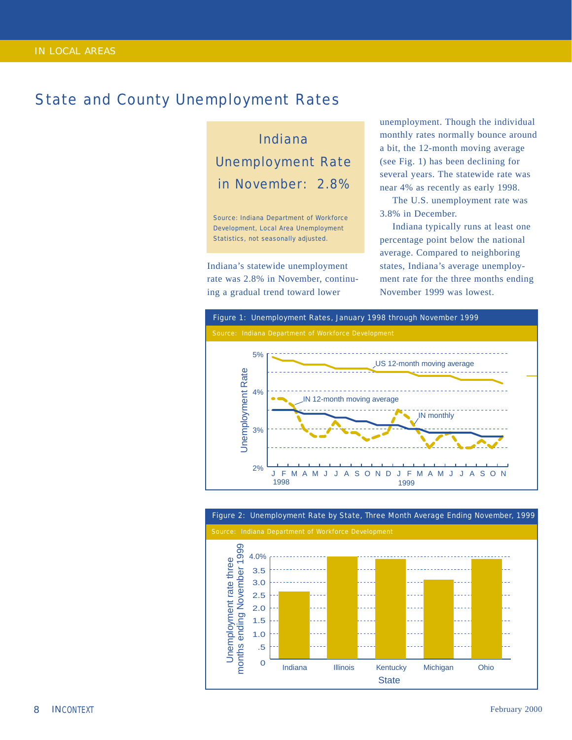## State and County Unemployment Rates

**Indiana Unemployment Rate in November: 2.8%**

Source: Indiana Department of Workforce Development, Local Area Unemployment Statistics, not seasonally adjusted.

Indiana's statewide unemployment rate was 2.8% in November, continuing a gradual trend toward lower unemployment. Though the individual monthly rates normally bounce around a bit, the 12-month moving average (see Fig. 1) has been declining for several years. The statewide rate was near 4% as recently as early 1998.

The U.S. unemployment rate was 3.8% in December.

Indiana typically runs at least one percentage point below the national average. Compared to neighboring states, Indiana's average unemployment rate for the three months ending November 1999 was lowest.

**Figure 1: Unemployment Rates, January 1998 through November 1999**

Source: Indiana Department of Workforce Development

**Figure 2: Unemployment Rate by State, Three Month Average Ending November, 1999**

Source: Indiana Department of Workforce Development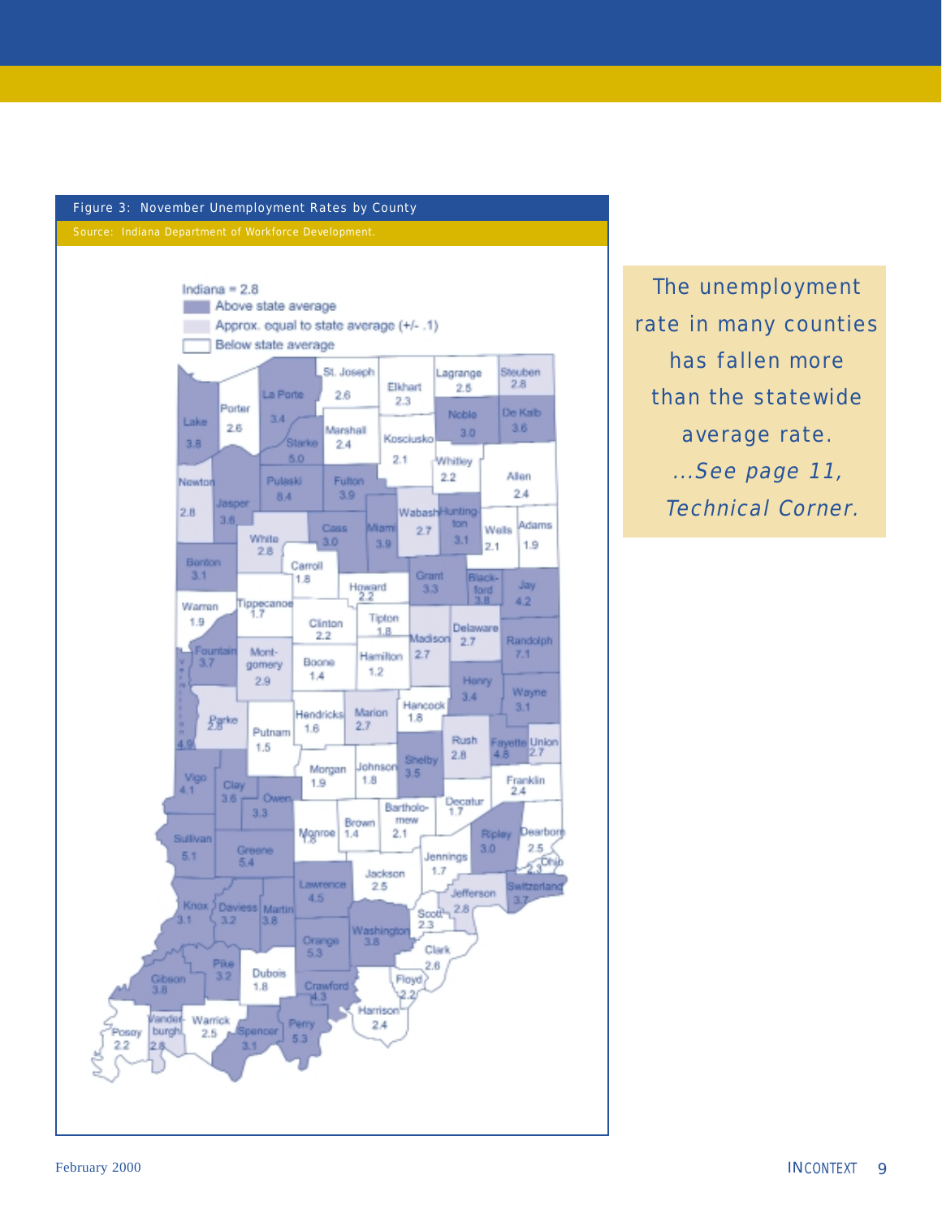Figure 3: November Unemployment Rates by County

Source: Indiana Department of Workforce Development.

Indiana = 2.8

Above state average

Approx. equal to state average (+/- .1)

Below state average

Lake 3.8
Porter 2.6
La Porte 3.4
St. Joseph 2.6
Elkhart 2.3
Lagrange 2.5
Steuben 2.8
Noble 3.0
De Kalb 3.6
Starke 5.0
Marshall 2.4
Kosciusko 2.1
Whitley 2.2
Allen 2.4
Newton 2.8
Jasper 3.6
Pulaski 8.4
Fulton 3.9
White 2.8
Cass 3.0
Miami 3.9
Wabash 2.7
Huntington 3.1
Wells 2.1
Adams 1.9
Benton 3.1
Carroll 1.8
Howard 2.2
Grant 3.3
Blackford 3.8
Jay 4.2
Warren 1.9
Tippecanoe 1.7
Clinton 2.2
Tipton 1.8
Madison 2.7
Delaware 2.7
Randolph 7.1
Fountain 3.7
Montgomery 2.9
Boone 1.4
Hamilton 1.2
Henry 3.4
Wayne 3.1
Vermillion 4.9
Parke 2.8
Putnam 1.5
Hendricks 1.6
Marion 2.7
Hancock 1.8
Rush 2.8
Fayette 4.8
Union 2.7
Vigo 4.1
Clay 3.6
Owen 3.3
Morgan 1.9
Johnson 1.8
Shelby 3.5
Decatur 1.7
Franklin 2.4
Sullivan 5.1
Greene 5.4
Monroe 1.8
Brown 1.4
Bartholomew 2.1
Jennings 1.7
Ripley 3.0
Dearborn 2.5
Ohio 2.3
Knox 3.1
Daviess 3.2
Martin 3.8
Lawrence 4.5
Jackson 2.5
Jefferson 2.8
Switzerland 3.7
Scott 2.3
Orange 5.3
Washington 3.8
Clark 2.6
Pike 3.2
Dubois 1.8
Gibson 3.8
Crawford 4.3
Floyd 2.2
Harrison 2.4
Posey 2.2
Vanderburgh 2.8
Warrick 2.5
Spencer 3.1
Perry 5.3

The unemployment rate in many counties has fallen more than the statewide average rate. *...See page 11, Technical Corner.*